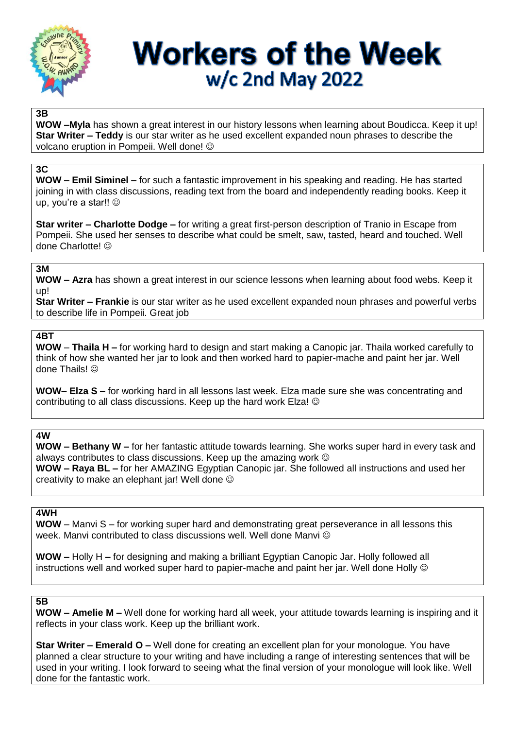# Workers of the Week

## w/c 2nd May 2022

**3B**

**WOW –Myla** has shown a great interest in our history lessons when learning about Boudicca. Keep it up!
**Star Writer – Teddy** is our star writer as he used excellent expanded noun phrases to describe the volcano eruption in Pompeii. Well done! ☺

**3C**

**WOW – Emil Siminel –** for such a fantastic improvement in his speaking and reading. He has started joining in with class discussions, reading text from the board and independently reading books. Keep it up, you're a star!! ☺

**Star writer – Charlotte Dodge –** for writing a great first-person description of Tranio in Escape from Pompeii. She used her senses to describe what could be smelt, saw, tasted, heard and touched. Well done Charlotte! ☺

**3M**

**WOW – Azra** has shown a great interest in our science lessons when learning about food webs. Keep it up!
**Star Writer – Frankie** is our star writer as he used excellent expanded noun phrases and powerful verbs to describe life in Pompeii. Great job

**4BT**

**WOW** – **Thaila H –** for working hard to design and start making a Canopic jar. Thaila worked carefully to think of how she wanted her jar to look and then worked hard to papier-mache and paint her jar. Well done Thails! ☺

**WOW– Elza S –** for working hard in all lessons last week. Elza made sure she was concentrating and contributing to all class discussions. Keep up the hard work Elza! ☺

**4W**

**WOW – Bethany W –** for her fantastic attitude towards learning. She works super hard in every task and always contributes to class discussions. Keep up the amazing work ☺
**WOW – Raya BL –** for her AMAZING Egyptian Canopic jar. She followed all instructions and used her creativity to make an elephant jar! Well done ☺

**4WH**

**WOW** – Manvi S – for working super hard and demonstrating great perseverance in all lessons this week. Manvi contributed to class discussions well. Well done Manvi ☺

**WOW –** Holly H **–** for designing and making a brilliant Egyptian Canopic Jar. Holly followed all instructions well and worked super hard to papier-mache and paint her jar. Well done Holly ☺

**5B**

**WOW – Amelie M –** Well done for working hard all week, your attitude towards learning is inspiring and it reflects in your class work. Keep up the brilliant work.

**Star Writer – Emerald O –** Well done for creating an excellent plan for your monologue. You have planned a clear structure to your writing and have including a range of interesting sentences that will be used in your writing. I look forward to seeing what the final version of your monologue will look like. Well done for the fantastic work.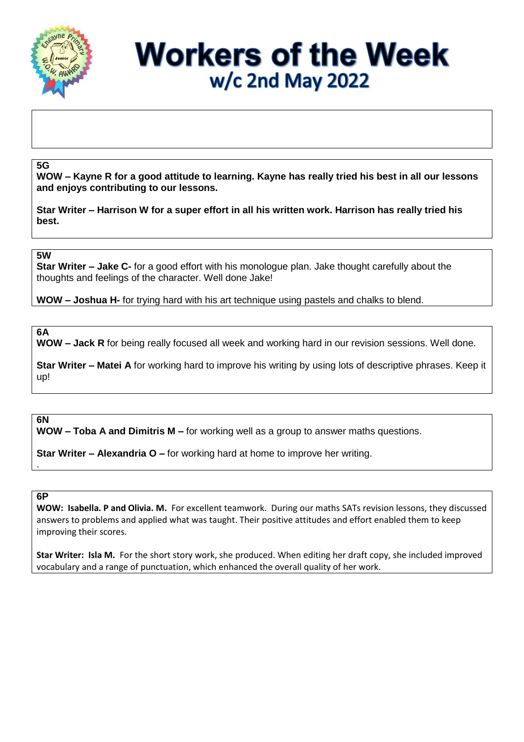# Workers of the Week

## w/c 2nd May 2022

**5G**

**WOW – Kayne R for a good attitude to learning. Kayne has really tried his best in all our lessons and enjoys contributing to our lessons.**

**Star Writer – Harrison W for a super effort in all his written work. Harrison has really tried his best.**

**5W**

**Star Writer – Jake C-** for a good effort with his monologue plan. Jake thought carefully about the thoughts and feelings of the character. Well done Jake!

**WOW – Joshua H-** for trying hard with his art technique using pastels and chalks to blend.

**6A**

**WOW – Jack R** for being really focused all week and working hard in our revision sessions. Well done.

**Star Writer – Matei A** for working hard to improve his writing by using lots of descriptive phrases. Keep it up!

**6N**

**WOW – Toba A and Dimitris M –** for working well as a group to answer maths questions.

**Star Writer – Alexandria O –** for working hard at home to improve her writing.

.

**6P**

**WOW: Isabella. P and Olivia. M.** For excellent teamwork. During our maths SATs revision lessons, they discussed answers to problems and applied what was taught. Their positive attitudes and effort enabled them to keep improving their scores.

**Star Writer: Isla M.** For the short story work, she produced. When editing her draft copy, she included improved vocabulary and a range of punctuation, which enhanced the overall quality of her work.